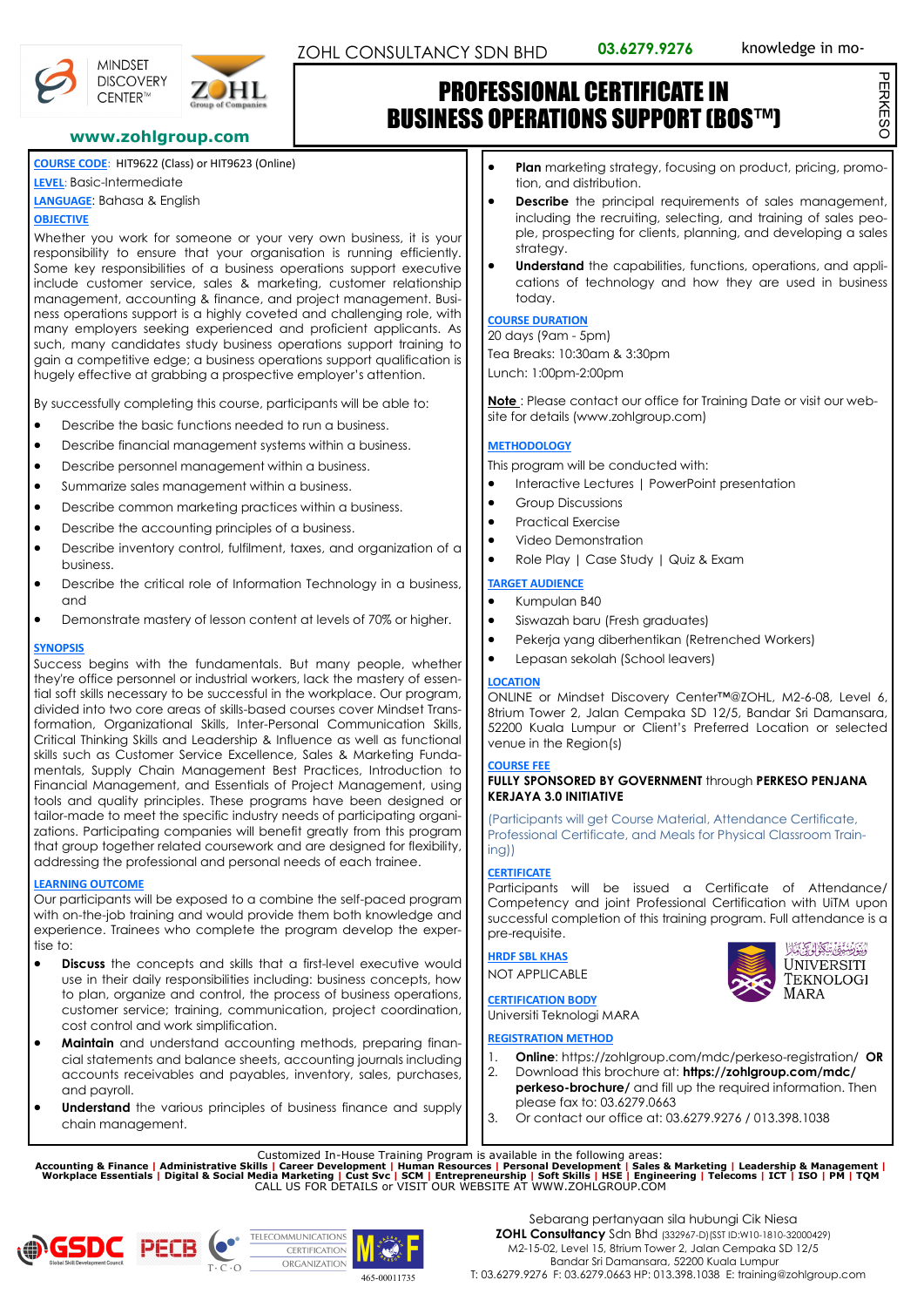MINDSET DISCOVERY CENTER™

ZOHL Group of Companies

www.zohlgroup.com

ZOHL CONSULTANCY SDN BHD **03.6279.9276** knowledge in mo-

# PROFESSIONAL CERTIFICATE IN BUSINESS OPERATIONS SUPPORT (BOS™)

PERKESO

**COURSE CODE**: HIT9622 (Class) or HIT9623 (Online)

**LEVEL**: Basic-Intermediate

**LANGUAGE**: Bahasa & English

**OBJECTIVE**

Whether you work for someone or your very own business, it is your responsibility to ensure that your organisation is running efficiently. Some key responsibilities of a business operations support executive include customer service, sales & marketing, customer relationship management, accounting & finance, and project management. Business operations support is a highly coveted and challenging role, with many employers seeking experienced and proficient applicants. As such, many candidates study business operations support training to gain a competitive edge; a business operations support qualification is hugely effective at grabbing a prospective employer's attention.

By successfully completing this course, participants will be able to:

- Describe the basic functions needed to run a business.
- Describe financial management systems within a business.
- Describe personnel management within a business.
- Summarize sales management within a business.
- Describe common marketing practices within a business.
- Describe the accounting principles of a business.
- Describe inventory control, fulfilment, taxes, and organization of a business.
- Describe the critical role of Information Technology in a business, and
- Demonstrate mastery of lesson content at levels of 70% or higher.

**SYNOPSIS**

Success begins with the fundamentals. But many people, whether they're office personnel or industrial workers, lack the mastery of essential soft skills necessary to be successful in the workplace. Our program, divided into two core areas of skills-based courses cover Mindset Transformation, Organizational Skills, Inter-Personal Communication Skills, Critical Thinking Skills and Leadership & Influence as well as functional skills such as Customer Service Excellence, Sales & Marketing Fundamentals, Supply Chain Management Best Practices, Introduction to Financial Management, and Essentials of Project Management, using tools and quality principles. These programs have been designed or tailor-made to meet the specific industry needs of participating organizations. Participating companies will benefit greatly from this program that group together related coursework and are designed for flexibility, addressing the professional and personal needs of each trainee.

**LEARNING OUTCOME**

Our participants will be exposed to a combine the self-paced program with on-the-job training and would provide them both knowledge and experience. Trainees who complete the program develop the expertise to:

- **Discuss** the concepts and skills that a first-level executive would use in their daily responsibilities including: business concepts, how to plan, organize and control, the process of business operations, customer service; training, communication, project coordination, cost control and work simplification.
- **Maintain** and understand accounting methods, preparing financial statements and balance sheets, accounting journals including accounts receivables and payables, inventory, sales, purchases, and payroll.
- **Understand** the various principles of business finance and supply chain management.
- **Plan** marketing strategy, focusing on product, pricing, promotion, and distribution.
- **Describe** the principal requirements of sales management, including the recruiting, selecting, and training of sales people, prospecting for clients, planning, and developing a sales strategy.
- **Understand** the capabilities, functions, operations, and applications of technology and how they are used in business today.

**COURSE DURATION**

20 days (9am - 5pm)

Tea Breaks: 10:30am & 3:30pm

Lunch: 1:00pm-2:00pm

**Note** : Please contact our office for Training Date or visit our website for details (www.zohlgroup.com)

**METHODOLOGY**

This program will be conducted with:

- Interactive Lectures | PowerPoint presentation
- Group Discussions
- Practical Exercise
- Video Demonstration
- Role Play | Case Study | Quiz & Exam

**TARGET AUDIENCE**

- Kumpulan B40
- Siswazah baru (Fresh graduates)
- Pekerja yang diberhentikan (Retrenched Workers)
- Lepasan sekolah (School leavers)

**LOCATION**

ONLINE or Mindset Discovery Center™@ZOHL, M2-6-08, Level 6, 8trium Tower 2, Jalan Cempaka SD 12/5, Bandar Sri Damansara, 52200 Kuala Lumpur or Client's Preferred Location or selected venue in the Region(s)

**COURSE FEE**

**FULLY SPONSORED BY GOVERNMENT** through **PERKESO PENJANA KERJAYA 3.0 INITIATIVE**

(Participants will get Course Material, Attendance Certificate, Professional Certificate, and Meals for Physical Classroom Training))

**CERTIFICATE**

Participants will be issued a Certificate of Attendance/ Competency and joint Professional Certification with UiTM upon successful completion of this training program. Full attendance is a pre-requisite.

**HRDF SBL KHAS**

NOT APPLICABLE

**CERTIFICATION BODY**

Universiti Teknologi MARA

UNIVERSITI TEKNOLOGI MARA

**REGISTRATION METHOD**

1. **Online**: https://zohlgroup.com/mdc/perkeso-registration/ **OR**
2. Download this brochure at: **https://zohlgroup.com/mdc/perkeso-brochure/** and fill up the required information. Then please fax to: 03.6279.0663
3. Or contact our office at: 03.6279.9276 / 013.398.1038

Customized In-House Training Program is available in the following areas:

**Accounting & Finance** | **Administrative Skills** | **Career Development** | **Human Resources** | **Personal Development** | **Sales & Marketing** | **Leadership & Management** | **Workplace Essentials** | **Digital & Social Media Marketing** | **Cust Svc** | **SCM** | **Entrepreneurship** | **Soft Skills** | **HSE** | **Engineering** | **Telecoms** | **ICT** | **ISO** | **PM** | **TQM**

CALL US FOR DETAILS or VISIT OUR WEBSITE AT WWW.ZOHLGROUP.COM

GSDC Global Skill Development Council | PECB | T·C·O TELECOMMUNICATIONS CERTIFICATION ORGANIZATION | MOF 465-00011735

Sebarang pertanyaan sila hubungi Cik Niesa

**ZOHL Consultancy** Sdn Bhd (332967-D)(SST ID:W10-1810-32000429)

M2-15-02, Level 15, 8trium Tower 2, Jalan Cempaka SD 12/5

Bandar Sri Damansara, 52200 Kuala Lumpur

T: 03.6279.9276 F: 03.6279.0663 HP: 013.398.1038 E: training@zohlgroup.com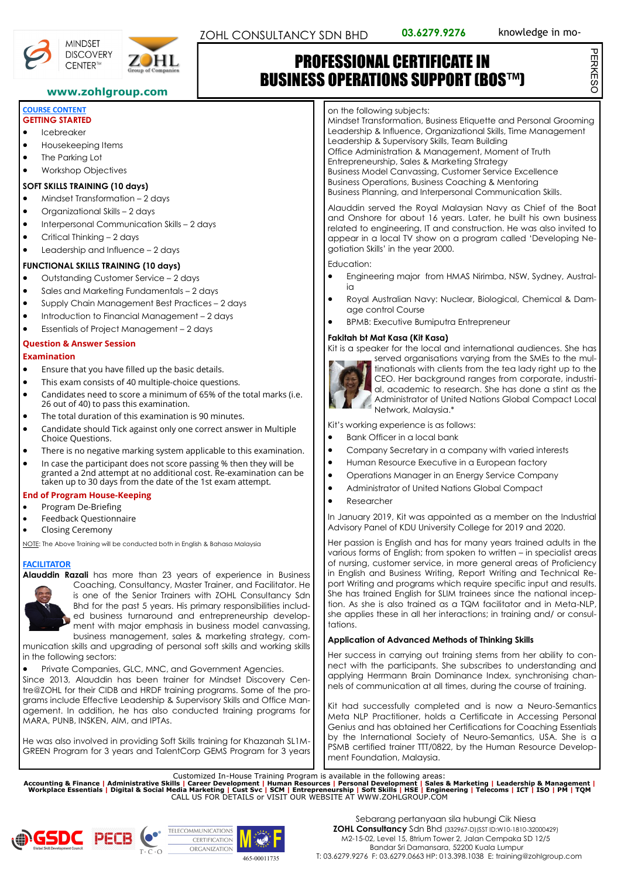ZOHL CONSULTANCY SDN BHD **03.6279.9276** knowledge in mo-

MINDSET DISCOVERY CENTER™ | ZOHL Group of Companies

**www.zohlgroup.com**

# PROFESSIONAL CERTIFICATE IN BUSINESS OPERATIONS SUPPORT (BOS™)

PERKESO

**COURSE CONTENT**

**GETTING STARTED**

- Icebreaker
- Housekeeping Items
- The Parking Lot
- Workshop Objectives

**SOFT SKILLS TRAINING (10 days)**

- Mindset Transformation – 2 days
- Organizational Skills – 2 days
- Interpersonal Communication Skills – 2 days
- Critical Thinking – 2 days
- Leadership and Influence – 2 days

**FUNCTIONAL SKILLS TRAINING (10 days)**

- Outstanding Customer Service – 2 days
- Sales and Marketing Fundamentals – 2 days
- Supply Chain Management Best Practices – 2 days
- Introduction to Financial Management – 2 days
- Essentials of Project Management – 2 days

**Question & Answer Session**

**Examination**

- Ensure that you have filled up the basic details.
- This exam consists of 40 multiple-choice questions.
- Candidates need to score a minimum of 65% of the total marks (i.e. 26 out of 40) to pass this examination.
- The total duration of this examination is 90 minutes.
- Candidate should Tick against only one correct answer in Multiple Choice Questions.
- There is no negative marking system applicable to this examination.
- In case the participant does not score passing % then they will be granted a 2nd attempt at no additional cost. Re-examination can be taken up to 30 days from the date of the 1st exam attempt.

**End of Program House-Keeping**

- Program De-Briefing
- Feedback Questionnaire
- Closing Ceremony

NOTE: The Above Training will be conducted both in English & Bahasa Malaysia

**FACILITATOR**

**Alauddin Razali** has more than 23 years of experience in Business Coaching, Consultancy, Master Trainer, and Facilitator. He is one of the Senior Trainers with ZOHL Consultancy Sdn Bhd for the past 5 years. His primary responsibilities included business turnaround and entrepreneurship development with major emphasis in business model canvassing, business management, sales & marketing strategy, communication skills and upgrading of personal soft skills and working skills in the following sectors:

- Private Companies, GLC, MNC, and Government Agencies.

Since 2013, Alauddin has been trainer for Mindset Discovery Centre@ZOHL for their CIDB and HRDF training programs. Some of the programs include Effective Leadership & Supervisory Skills and Office Management. In addition, he has also conducted training programs for MARA, PUNB, INSKEN, AIM, and IPTAs.

He was also involved in providing Soft Skills training for Khazanah SL1M-GREEN Program for 3 years and TalentCorp GEMS Program for 3 years on the following subjects:
Mindset Transformation, Business Etiquette and Personal Grooming
Leadership & Influence, Organizational Skills, Time Management
Leadership & Supervisory Skills, Team Building
Office Administration & Management, Moment of Truth
Entrepreneurship, Sales & Marketing Strategy
Business Model Canvassing, Customer Service Excellence
Business Operations, Business Coaching & Mentoring
Business Planning, and Interpersonal Communication Skills.

Alauddin served the Royal Malaysian Navy as Chief of the Boat and Onshore for about 16 years. Later, he built his own business related to engineering, IT and construction. He was also invited to appear in a local TV show on a program called 'Developing Negotiation Skills' in the year 2000.

Education:

- Engineering major from HMAS Nirimba, NSW, Sydney, Australia
- Royal Australian Navy: Nuclear, Biological, Chemical & Damage control Course
- BPMB: Executive Bumiputra Entrepreneur

**Fakitah bt Mat Kasa (Kit Kasa)**

Kit is a speaker for the local and international audiences. She has served organisations varying from the SMEs to the multinationals with clients from the tea lady right up to the CEO. Her background ranges from corporate, industrial, academic to research. She has done a stint as the Administrator of United Nations Global Compact Local Network, Malaysia.*

Kit's working experience is as follows:

- Bank Officer in a local bank
- Company Secretary in a company with varied interests
- Human Resource Executive in a European factory
- Operations Manager in an Energy Service Company
- Administrator of United Nations Global Compact
- Researcher

In January 2019, Kit was appointed as a member on the Industrial Advisory Panel of KDU University College for 2019 and 2020.

Her passion is English and has for many years trained adults in the various forms of English; from spoken to written – in specialist areas of recruitment, customer service, in more general areas of Proficiency in English and Business Writing, Report Writing and Technical Report Writing and programs which require specific input and results. She has trained English for SLIM trainees since the national inception. As she is also trained as a TQM facilitator and in Meta-NLP, she applies these in all her interactions; in training and/ or consultations.

**Application of Advanced Methods of Thinking Skills**

Her success in carrying out training stems from her ability to connect with the participants. She subscribes to understanding and applying Herrmann Brain Dominance Index, synchronising channels of communication at all times, during the course of training.

Kit had successfully completed and is now a Neuro-Semantics Meta NLP Practitioner, holds a Certificate in Accessing Personal Genius and has obtained her Certificates for Coaching Essentials by the International Society of Neuro-Semantics, USA. She is a PSMB certified trainer TTT/0822, by the Human Resource Development Foundation, Malaysia.

Customized In-House Training Program is available in the following areas:
**Accounting & Finance | Administrative Skills | Career Development | Human Resources | Personal Development | Sales & Marketing | Leadership & Management | Workplace Essentials | Digital & Social Media Marketing | Cust Svc | SCM | Entrepreneurship | Soft Skills | HSE | Engineering | Telecoms | ICT | ISO | PM | TQM**
CALL US FOR DETAILS or VISIT OUR WEBSITE AT WWW.ZOHLGROUP.COM

GSDC Global Skill Development Council | PECB | T·C·O TELECOMMUNICATIONS CERTIFICATION ORGANIZATION | MOF 465-00011735

Sebarang pertanyaan sila hubungi Cik Niesa
**ZOHL Consultancy** Sdn Bhd (332967-D)(SST ID:W10-1810-32000429)
M2-15-02, Level 15, 8trium Tower 2, Jalan Cempaka SD 12/5
Bandar Sri Damansara, 52200 Kuala Lumpur
T: 03.6279.9276 F: 03.6279.0663 HP: 013.398.1038 E: training@zohlgroup.com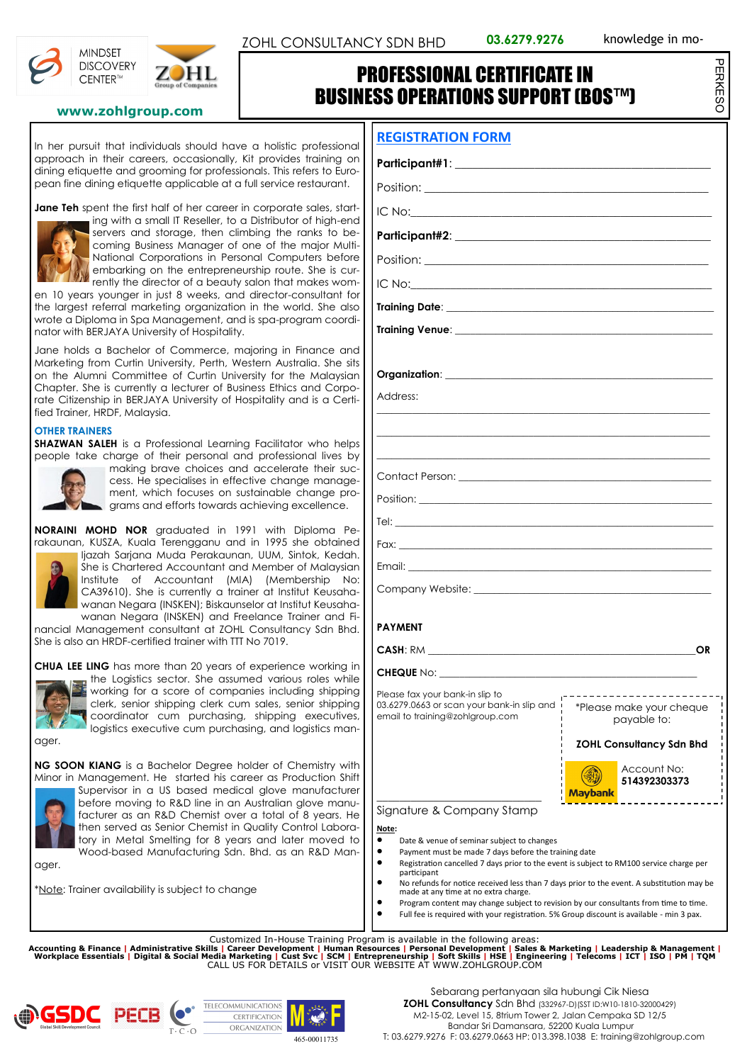MINDSET DISCOVERY CENTER™

www.zohlgroup.com

ZOHL CONSULTANCY SDN BHD **03.6279.9276** knowledge in mo-

# PROFESSIONAL CERTIFICATE IN BUSINESS OPERATIONS SUPPORT (BOS™)

PERKESO

In her pursuit that individuals should have a holistic professional approach in their careers, occasionally, Kit provides training on dining etiquette and grooming for professionals. This refers to European fine dining etiquette applicable at a full service restaurant.

**Jane Teh** spent the first half of her career in corporate sales, starting with a small IT Reseller, to a Distributor of high-end servers and storage, then climbing the ranks to becoming Business Manager of one of the major Multi-National Corporations in Personal Computers before embarking on the entrepreneurship route. She is currently the director of a beauty salon that makes women 10 years younger in just 8 weeks, and director-consultant for the largest referral marketing organization in the world. She also wrote a Diploma in Spa Management, and is spa-program coordinator with BERJAYA University of Hospitality.

Jane holds a Bachelor of Commerce, majoring in Finance and Marketing from Curtin University, Perth, Western Australia. She sits on the Alumni Committee of Curtin University for the Malaysian Chapter. She is currently a lecturer of Business Ethics and Corporate Citizenship in BERJAYA University of Hospitality and is a Certified Trainer, HRDF, Malaysia.

## OTHER TRAINERS

**SHAZWAN SALEH** is a Professional Learning Facilitator who helps people take charge of their personal and professional lives by making brave choices and accelerate their success. He specialises in effective change management, which focuses on sustainable change programs and efforts towards achieving excellence.

**NORAINI MOHD NOR** graduated in 1991 with Diploma Perakaunan, KUSZA, Kuala Terengganu and in 1995 she obtained Ijazah Sarjana Muda Perakaunan, UUM, Sintok, Kedah. She is Chartered Accountant and Member of Malaysian Institute of Accountant (MIA) (Membership No: CA39610). She is currently a trainer at Institut Keusahawanan Negara (INSKEN); Biskaunselor at Institut Keusahawanan Negara (INSKEN) and Freelance Trainer and Financial Management consultant at ZOHL Consultancy Sdn Bhd. She is also an HRDF-certified trainer with TTT No 7019.

**CHUA LEE LING** has more than 20 years of experience working in the Logistics sector. She assumed various roles while working for a score of companies including shipping clerk, senior shipping clerk cum sales, senior shipping coordinator cum purchasing, shipping executives, logistics executive cum purchasing, and logistics manager.

**NG SOON KIANG** is a Bachelor Degree holder of Chemistry with Minor in Management. He started his career as Production Shift Supervisor in a US based medical glove manufacturer before moving to R&D line in an Australian glove manufacturer as an R&D Chemist over a total of 8 years. He then served as Senior Chemist in Quality Control Laboratory in Metal Smelting for 8 years and later moved to Wood-based Manufacturing Sdn. Bhd. as an R&D Manager.

*Note: Trainer availability is subject to change

## REGISTRATION FORM

**Participant#1**: ____________________

Position: ____________________

IC No: ____________________

**Participant#2**: ____________________

Position: ____________________

IC No: ____________________

**Training Date**: ____________________

**Training Venue**: ____________________

**Organization**: ____________________

Address: ____________________

Contact Person: ____________________

Position: ____________________

Tel: ____________________

Fax: ____________________

Email: ____________________

Company Website: ____________________

**PAYMENT**

**CASH**: RM ____________________ **OR**

**CHEQUE** No: ____________________

Please fax your bank-in slip to 03.6279.0663 or scan your bank-in slip and email to training@zohlgroup.com

*Please make your cheque payable to:

**ZOHL Consultancy Sdn Bhd**

Maybank Account No: **514392303373**

Signature & Company Stamp

**Note:**

- Date & venue of seminar subject to changes
- Payment must be made 7 days before the training date
- Registration cancelled 7 days prior to the event is subject to RM100 service charge per participant
- No refunds for notice received less than 7 days prior to the event. A substitution may be made at any time at no extra charge.
- Program content may change subject to revision by our consultants from time to time.
- Full fee is required with your registration. 5% Group discount is available - min 3 pax.

Customized In-House Training Program is available in the following areas:
**Accounting & Finance | Administrative Skills | Career Development | Human Resources | Personal Development | Sales & Marketing | Leadership & Management | Workplace Essentials | Digital & Social Media Marketing | Cust Svc | SCM | Entrepreneurship | Soft Skills | HSE | Engineering | Telecoms | ICT | ISO | PM | TQM**
CALL US FOR DETAILS or VISIT OUR WEBSITE AT WWW.ZOHLGROUP.COM

GSDC PECB T·C·O TELECOMMUNICATIONS CERTIFICATION ORGANIZATION 465-00011735

Sebarang pertanyaan sila hubungi Cik Niesa
**ZOHL Consultancy** Sdn Bhd (332967-D)(SST ID:W10-1810-32000429)
M2-15-02, Level 15, 8trium Tower 2, Jalan Cempaka SD 12/5
Bandar Sri Damansara, 52200 Kuala Lumpur
T: 03.6279.9276 F: 03.6279.0663 HP: 013.398.1038 E: training@zohlgroup.com